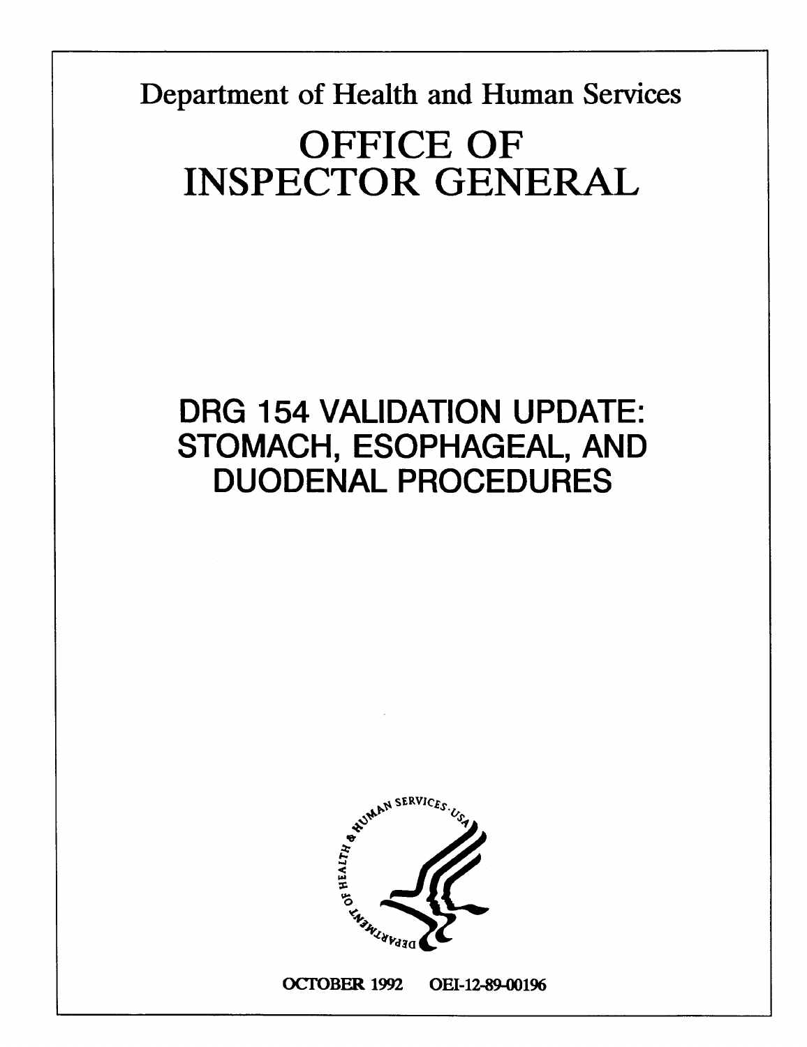Department of Health and Human Services

# OFFICE OF INSPECTOR GENERAL

# DRG 154 VALIDATION UPDATE: STOMACH, ESOPHAGEAL, AND DUODENAL PROCEDURES

OCTOBER 1992 OEI-12-89-00196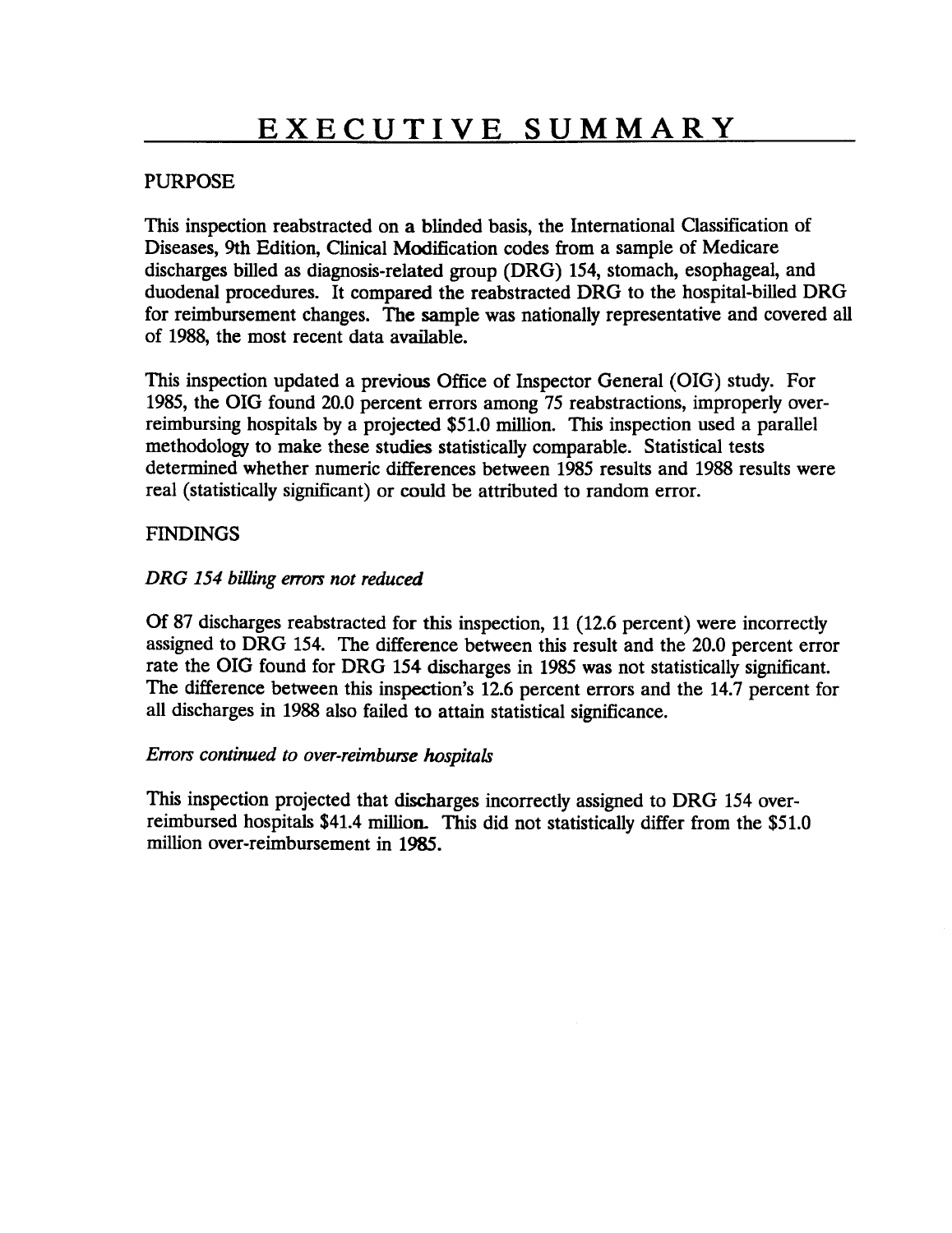# EXECUTIVE SUMMARY

## PURPOSE

This inspection reabstracted on a blinded basis, the International Classification of Diseases, 9th Edition, Clinical Modification codes from a sample of Medicare discharges billed as diagnosis-related group (DRG) 154, stomach, esophageal, and duodenal procedures. It compared the reabstracted DRG to the hospital-billed DRG for reimbursement changes. The sample was nationally representative and covered all of 1988, the most recent data available.

This inspection updated a previous Office of Inspector General (OIG) study. For 1985, the OIG found 20.0 percent errors among 75 reabstractions, improperly over-reimbursing hospitals by a projected $51.0 million. This inspection used a parallel methodology to make these studies statistically comparable. Statistical tests determined whether numeric differences between 1985 results and 1988 results were real (statistically significant) or could be attributed to random error.

## FINDINGS

### *DRG 154 billing errors not reduced*

Of 87 discharges reabstracted for this inspection, 11 (12.6 percent) were incorrectly assigned to DRG 154. The difference between this result and the 20.0 percent error rate the OIG found for DRG 154 discharges in 1985 was not statistically significant. The difference between this inspection's 12.6 percent errors and the 14.7 percent for all discharges in 1988 also failed to attain statistical significance.

### *Errors continued to over-reimburse hospitals*

This inspection projected that discharges incorrectly assigned to DRG 154 over-reimbursed hospitals $41.4 million. This did not statistically differ from the $51.0 million over-reimbursement in 1985.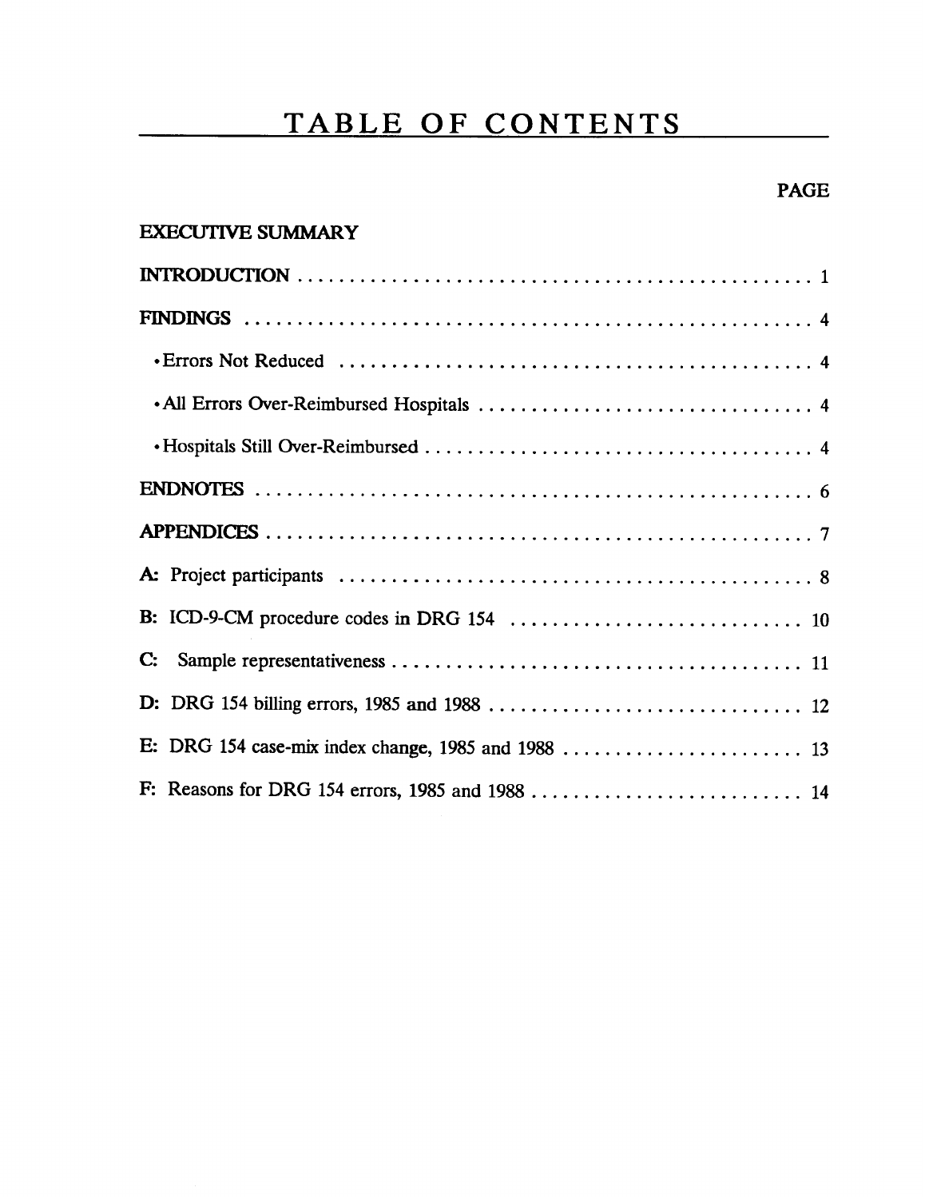# TABLE OF CONTENTS

| | PAGE |
|---|---|
| **EXECUTIVE SUMMARY** | |
| **INTRODUCTION** | 1 |
| **FINDINGS** | 4 |
| • Errors Not Reduced | 4 |
| • All Errors Over-Reimbursed Hospitals | 4 |
| • Hospitals Still Over-Reimbursed | 4 |
| **ENDNOTES** | 6 |
| **APPENDICES** | 7 |
| **A:** Project participants | 8 |
| **B:** ICD-9-CM procedure codes in DRG 154 | 10 |
| **C:** Sample representativeness | 11 |
| **D:** DRG 154 billing errors, 1985 and 1988 | 12 |
| **E:** DRG 154 case-mix index change, 1985 and 1988 | 13 |
| **F:** Reasons for DRG 154 errors, 1985 and 1988 | 14 |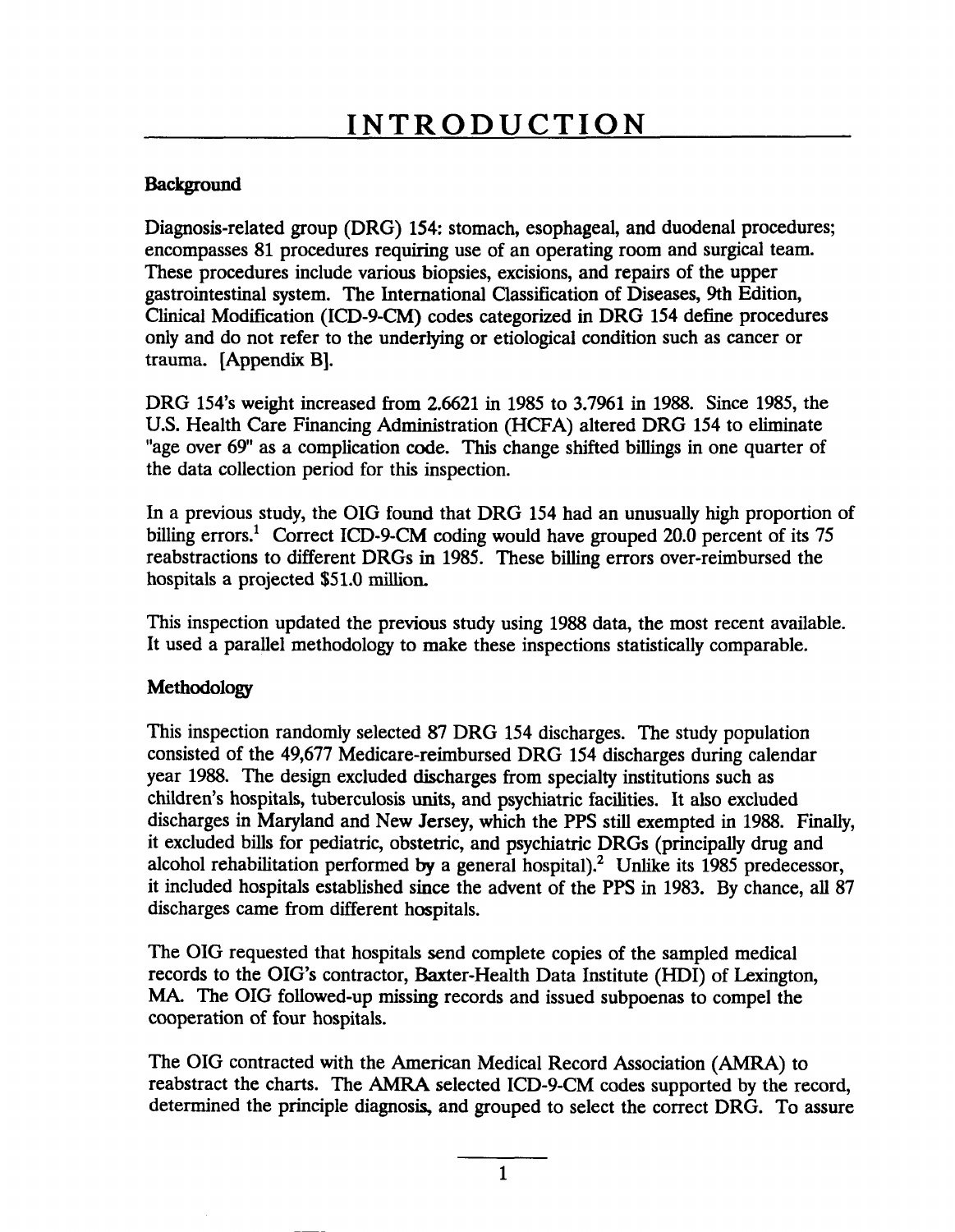# INTRODUCTION

**Background**

Diagnosis-related group (DRG) 154: stomach, esophageal, and duodenal procedures; encompasses 81 procedures requiring use of an operating room and surgical team. These procedures include various biopsies, excisions, and repairs of the upper gastrointestinal system. The International Classification of Diseases, 9th Edition, Clinical Modification (ICD-9-CM) codes categorized in DRG 154 define procedures only and do not refer to the underlying or etiological condition such as cancer or trauma. [Appendix B].

DRG 154's weight increased from 2.6621 in 1985 to 3.7961 in 1988. Since 1985, the U.S. Health Care Financing Administration (HCFA) altered DRG 154 to eliminate "age over 69" as a complication code. This change shifted billings in one quarter of the data collection period for this inspection.

In a previous study, the OIG found that DRG 154 had an unusually high proportion of billing errors.[1] Correct ICD-9-CM coding would have grouped 20.0 percent of its 75 reabstractions to different DRGs in 1985. These billing errors over-reimbursed the hospitals a projected $51.0 million.

This inspection updated the previous study using 1988 data, the most recent available. It used a parallel methodology to make these inspections statistically comparable.

**Methodology**

This inspection randomly selected 87 DRG 154 discharges. The study population consisted of the 49,677 Medicare-reimbursed DRG 154 discharges during calendar year 1988. The design excluded discharges from specialty institutions such as children's hospitals, tuberculosis units, and psychiatric facilities. It also excluded discharges in Maryland and New Jersey, which the PPS still exempted in 1988. Finally, it excluded bills for pediatric, obstetric, and psychiatric DRGs (principally drug and alcohol rehabilitation performed by a general hospital).[2] Unlike its 1985 predecessor, it included hospitals established since the advent of the PPS in 1983. By chance, all 87 discharges came from different hospitals.

The OIG requested that hospitals send complete copies of the sampled medical records to the OIG's contractor, Baxter-Health Data Institute (HDI) of Lexington, MA. The OIG followed-up missing records and issued subpoenas to compel the cooperation of four hospitals.

The OIG contracted with the American Medical Record Association (AMRA) to reabstract the charts. The AMRA selected ICD-9-CM codes supported by the record, determined the principle diagnosis, and grouped to select the correct DRG. To assure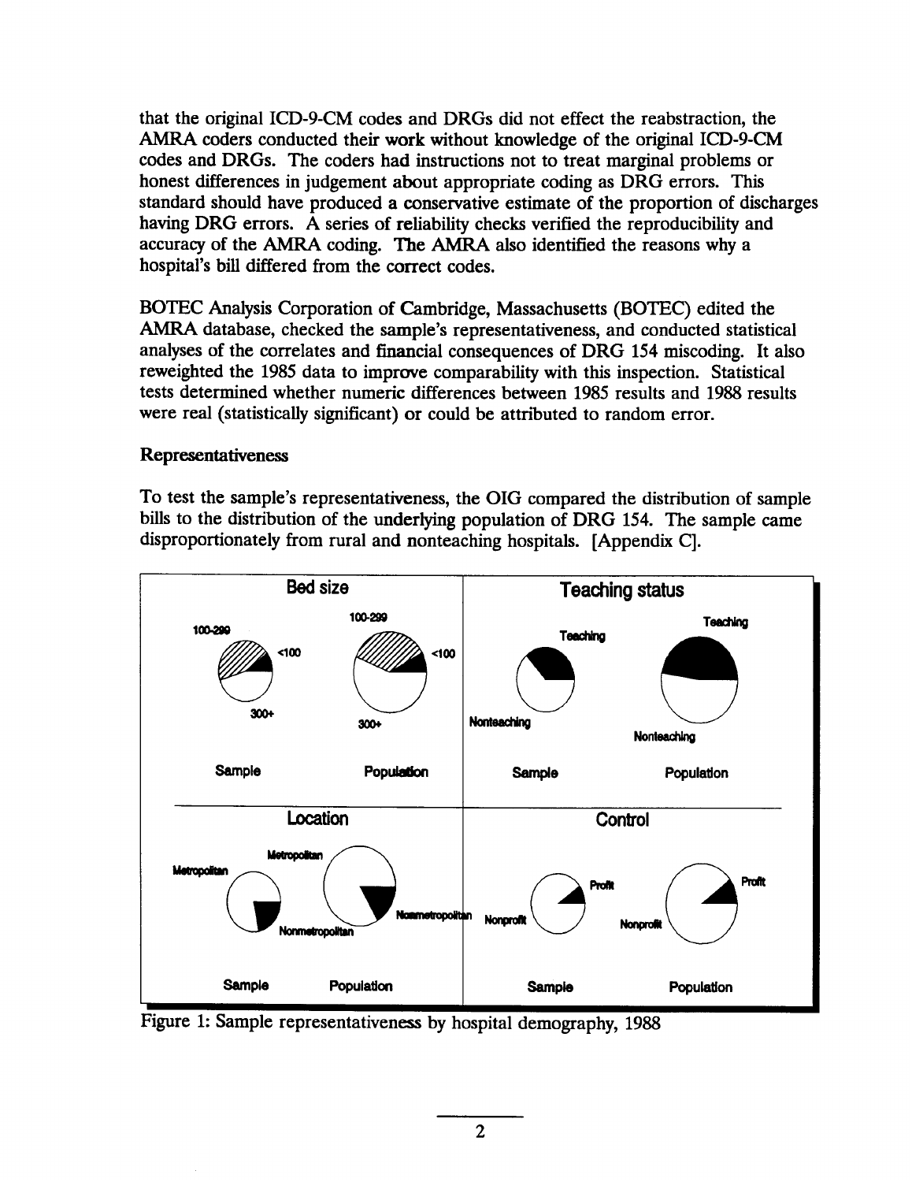that the original ICD-9-CM codes and DRGs did not effect the reabstraction, the AMRA coders conducted their work without knowledge of the original ICD-9-CM codes and DRGs. The coders had instructions not to treat marginal problems or honest differences in judgement about appropriate coding as DRG errors. This standard should have produced a conservative estimate of the proportion of discharges having DRG errors. A series of reliability checks verified the reproducibility and accuracy of the AMRA coding. The AMRA also identified the reasons why a hospital's bill differed from the correct codes.

BOTEC Analysis Corporation of Cambridge, Massachusetts (BOTEC) edited the AMRA database, checked the sample's representativeness, and conducted statistical analyses of the correlates and financial consequences of DRG 154 miscoding. It also reweighted the 1985 data to improve comparability with this inspection. Statistical tests determined whether numeric differences between 1985 results and 1988 results were real (statistically significant) or could be attributed to random error.

### Representativeness

To test the sample's representativeness, the OIG compared the distribution of sample bills to the distribution of the underlying population of DRG 154. The sample came disproportionately from rural and nonteaching hospitals. [Appendix C].

Figure 1: Sample representativeness by hospital demography, 1988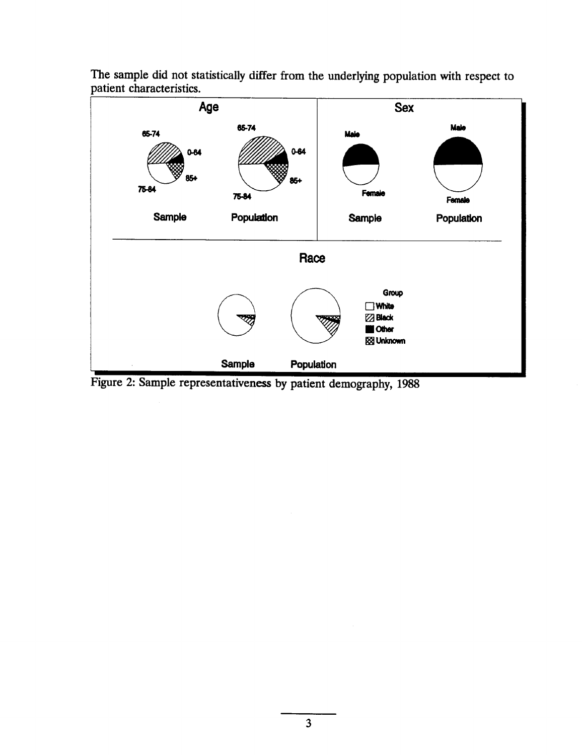The sample did not statistically differ from the underlying population with respect to patient characteristics.

Figure 2: Sample representativeness by patient demography, 1988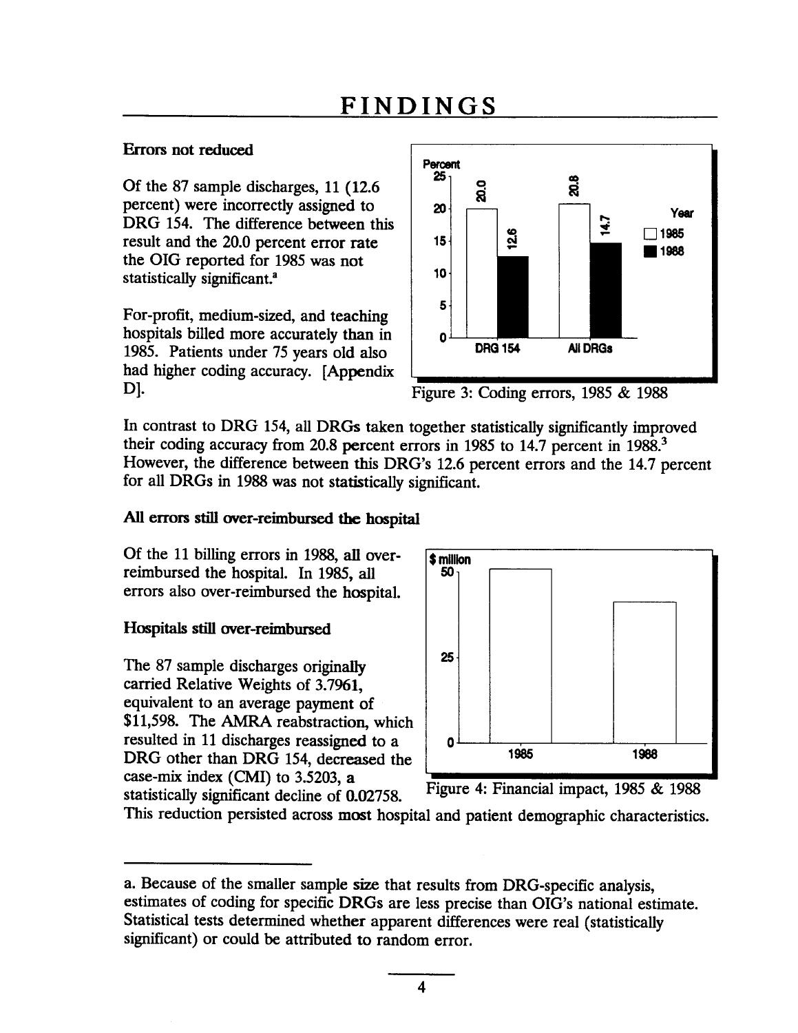# FINDINGS

**Errors not reduced**

Of the 87 sample discharges, 11 (12.6 percent) were incorrectly assigned to DRG 154. The difference between this result and the 20.0 percent error rate the OIG reported for 1985 was not statistically significant.[a]

For-profit, medium-sized, and teaching hospitals billed more accurately than in 1985. Patients under 75 years old also had higher coding accuracy. [Appendix D].

Figure 3: Coding errors, 1985 & 1988

In contrast to DRG 154, all DRGs taken together statistically significantly improved their coding accuracy from 20.8 percent errors in 1985 to 14.7 percent in 1988.[3] However, the difference between this DRG's 12.6 percent errors and the 14.7 percent for all DRGs in 1988 was not statistically significant.

**All errors still over-reimbursed the hospital**

Of the 11 billing errors in 1988, all over-reimbursed the hospital. In 1985, all errors also over-reimbursed the hospital.

**Hospitals still over-reimbursed**

The 87 sample discharges originally carried Relative Weights of 3.7961, equivalent to an average payment of $11,598. The AMRA reabstraction, which resulted in 11 discharges reassigned to a DRG other than DRG 154, decreased the case-mix index (CMI) to 3.5203, a statistically significant decline of 0.02758. This reduction persisted across most hospital and patient demographic characteristics.

Figure 4: Financial impact, 1985 & 1988

a. Because of the smaller sample size that results from DRG-specific analysis, estimates of coding for specific DRGs are less precise than OIG's national estimate. Statistical tests determined whether apparent differences were real (statistically significant) or could be attributed to random error.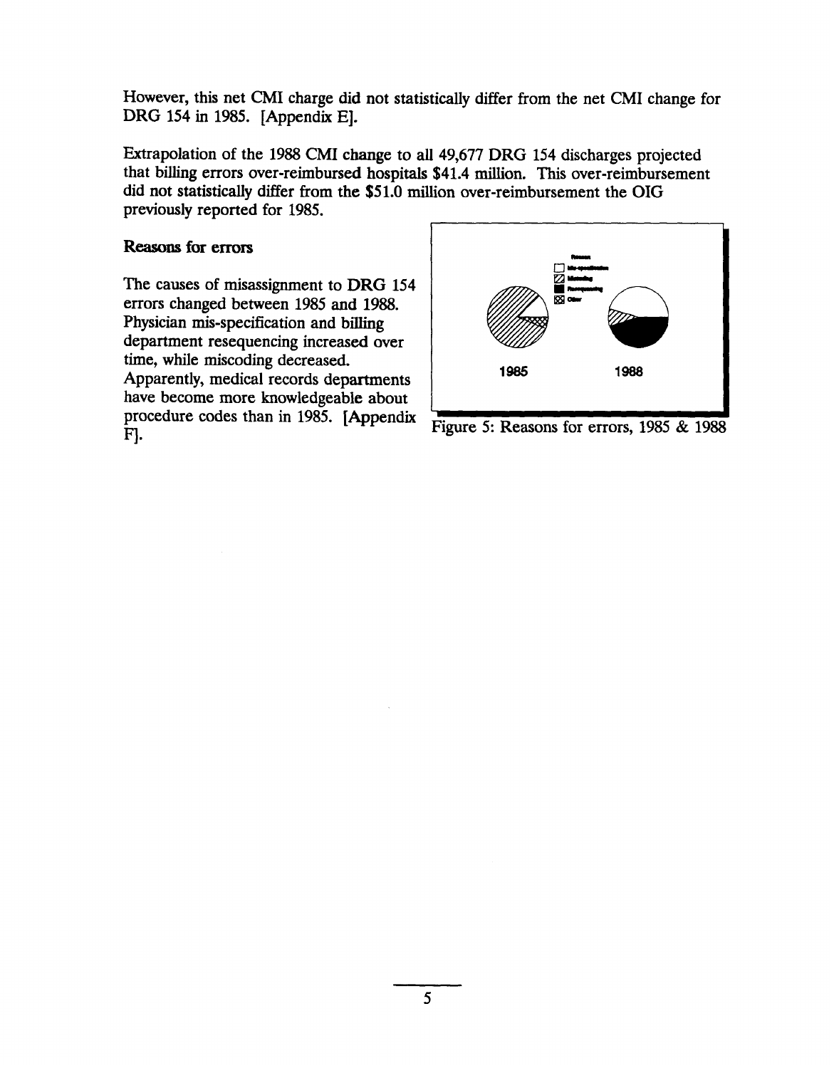However, this net CMI charge did not statistically differ from the net CMI change for DRG 154 in 1985. [Appendix E].

Extrapolation of the 1988 CMI change to all 49,677 DRG 154 discharges projected that billing errors over-reimbursed hospitals $41.4 million. This over-reimbursement did not statistically differ from the $51.0 million over-reimbursement the OIG previously reported for 1985.

**Reasons for errors**

The causes of misassignment to DRG 154 errors changed between 1985 and 1988. Physician mis-specification and billing department resequencing increased over time, while miscoding decreased. Apparently, medical records departments have become more knowledgeable about procedure codes than in 1985. [Appendix F].

Reason: Mis-specification, Miscoding, Resequencing, Other

1985 1988

Figure 5: Reasons for errors, 1985 & 1988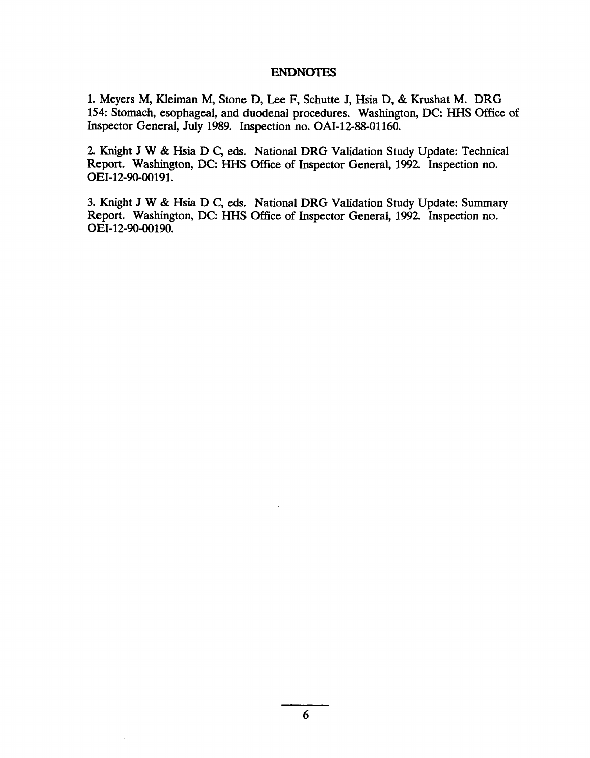## ENDNOTES

1. Meyers M, Kleiman M, Stone D, Lee F, Schutte J, Hsia D, & Krushat M. DRG 154: Stomach, esophageal, and duodenal procedures. Washington, DC: HHS Office of Inspector General, July 1989. Inspection no. OAI-12-88-01160.

2. Knight J W & Hsia D C, eds. National DRG Validation Study Update: Technical Report. Washington, DC: HHS Office of Inspector General, 1992. Inspection no. OEI-12-90-00191.

3. Knight J W & Hsia D C, eds. National DRG Validation Study Update: Summary Report. Washington, DC: HHS Office of Inspector General, 1992. Inspection no. OEI-12-90-00190.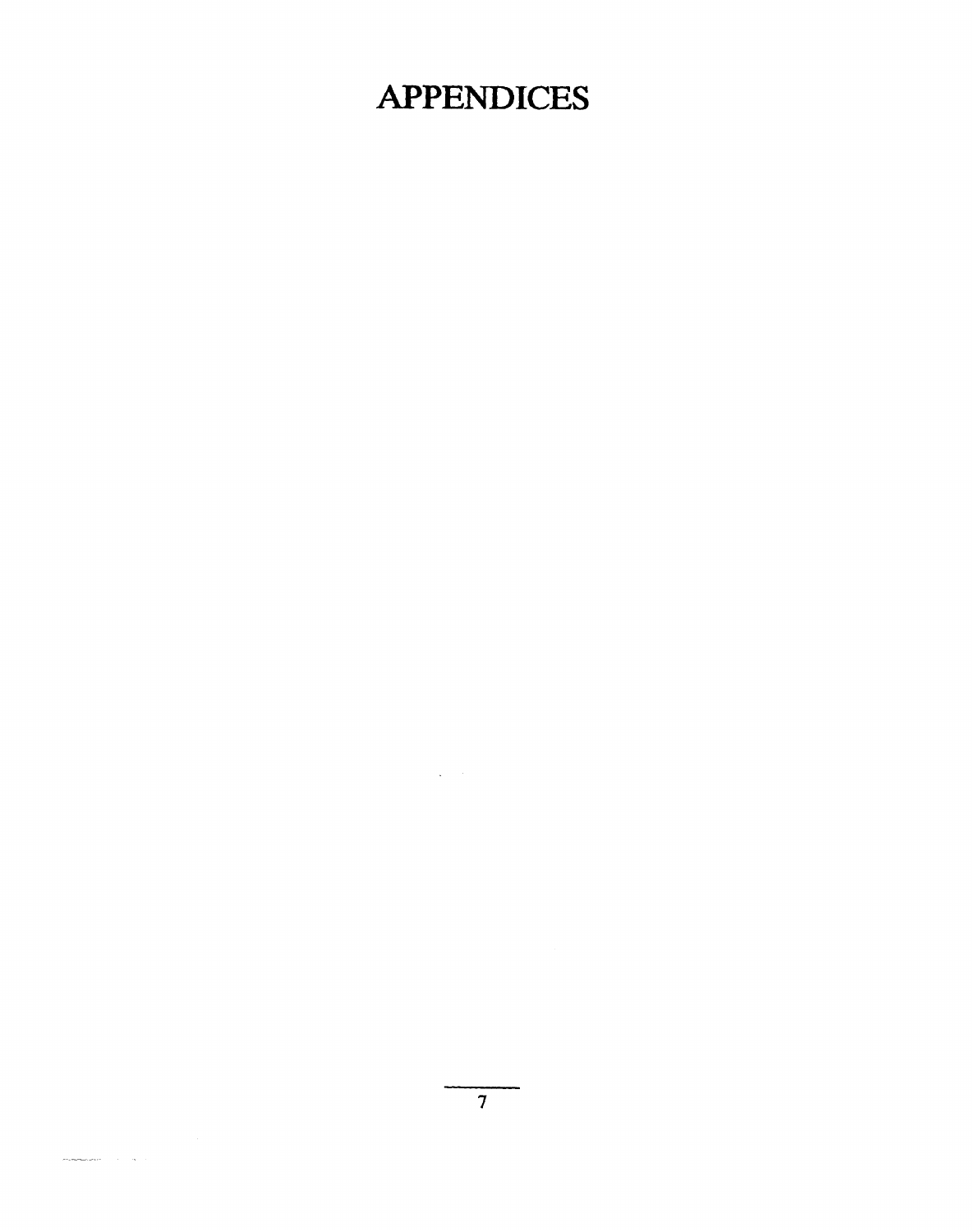# APPENDICES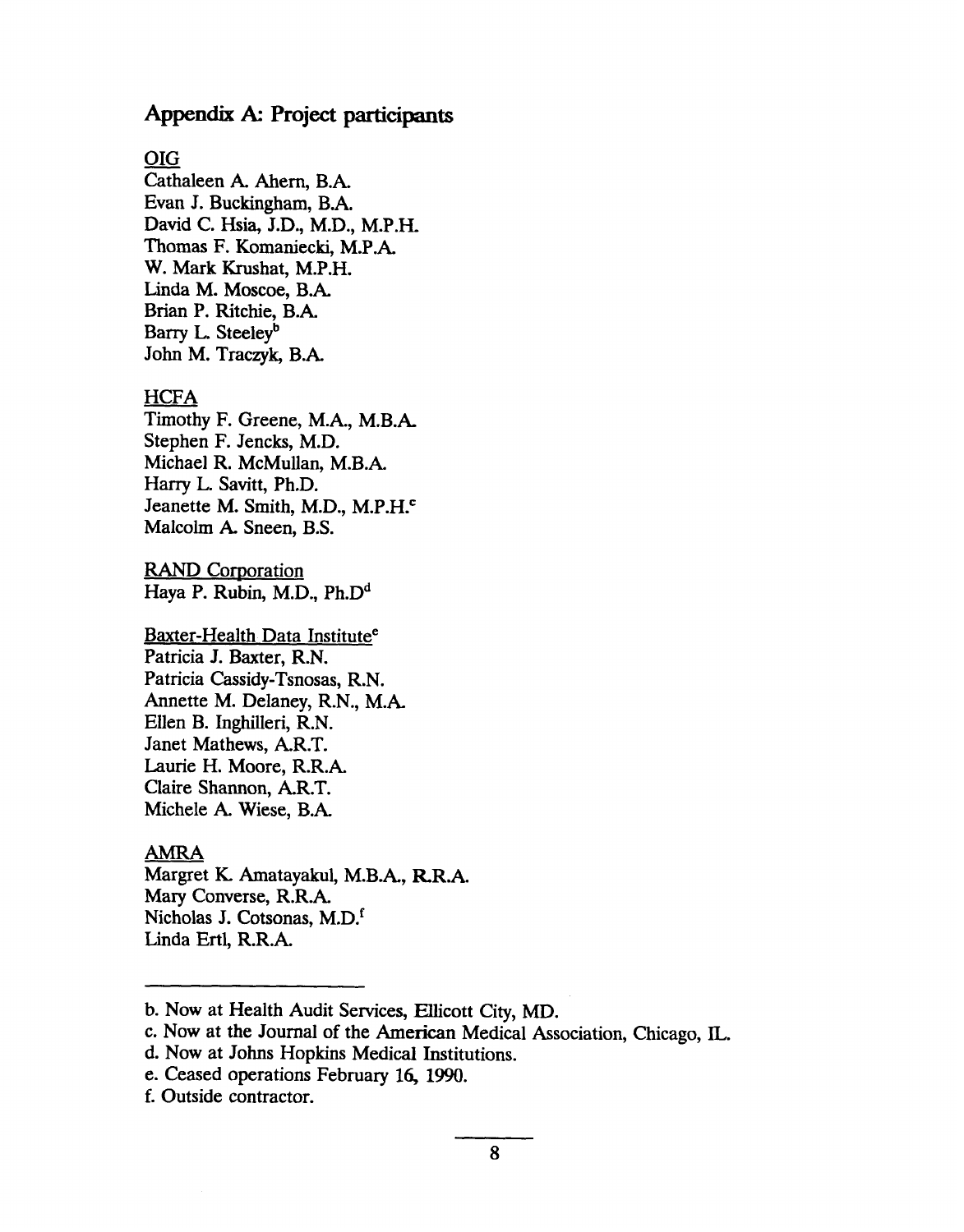## Appendix A: Project participants

OIG

Cathaleen A. Ahern, B.A.
Evan J. Buckingham, B.A.
David C. Hsia, J.D., M.D., M.P.H.
Thomas F. Komaniecki, M.P.A.
W. Mark Krushat, M.P.H.
Linda M. Moscoe, B.A.
Brian P. Ritchie, B.A.
Barry L. Steeley[b]
John M. Traczyk, B.A.

HCFA

Timothy F. Greene, M.A., M.B.A.
Stephen F. Jencks, M.D.
Michael R. McMullan, M.B.A.
Harry L. Savitt, Ph.D.
Jeanette M. Smith, M.D., M.P.H.[c]
Malcolm A. Sneen, B.S.

RAND Corporation

Haya P. Rubin, M.D., Ph.D[d]

Baxter-Health Data Institute[e]

Patricia J. Baxter, R.N.
Patricia Cassidy-Tsnosas, R.N.
Annette M. Delaney, R.N., M.A.
Ellen B. Inghilleri, R.N.
Janet Mathews, A.R.T.
Laurie H. Moore, R.R.A.
Claire Shannon, A.R.T.
Michele A. Wiese, B.A.

AMRA

Margret K. Amatayakul, M.B.A., R.R.A.
Mary Converse, R.R.A.
Nicholas J. Cotsonas, M.D.[f]
Linda Ertl, R.R.A.

---

b. Now at Health Audit Services, Ellicott City, MD.

c. Now at the Journal of the American Medical Association, Chicago, IL.

d. Now at Johns Hopkins Medical Institutions.

e. Ceased operations February 16, 1990.

f. Outside contractor.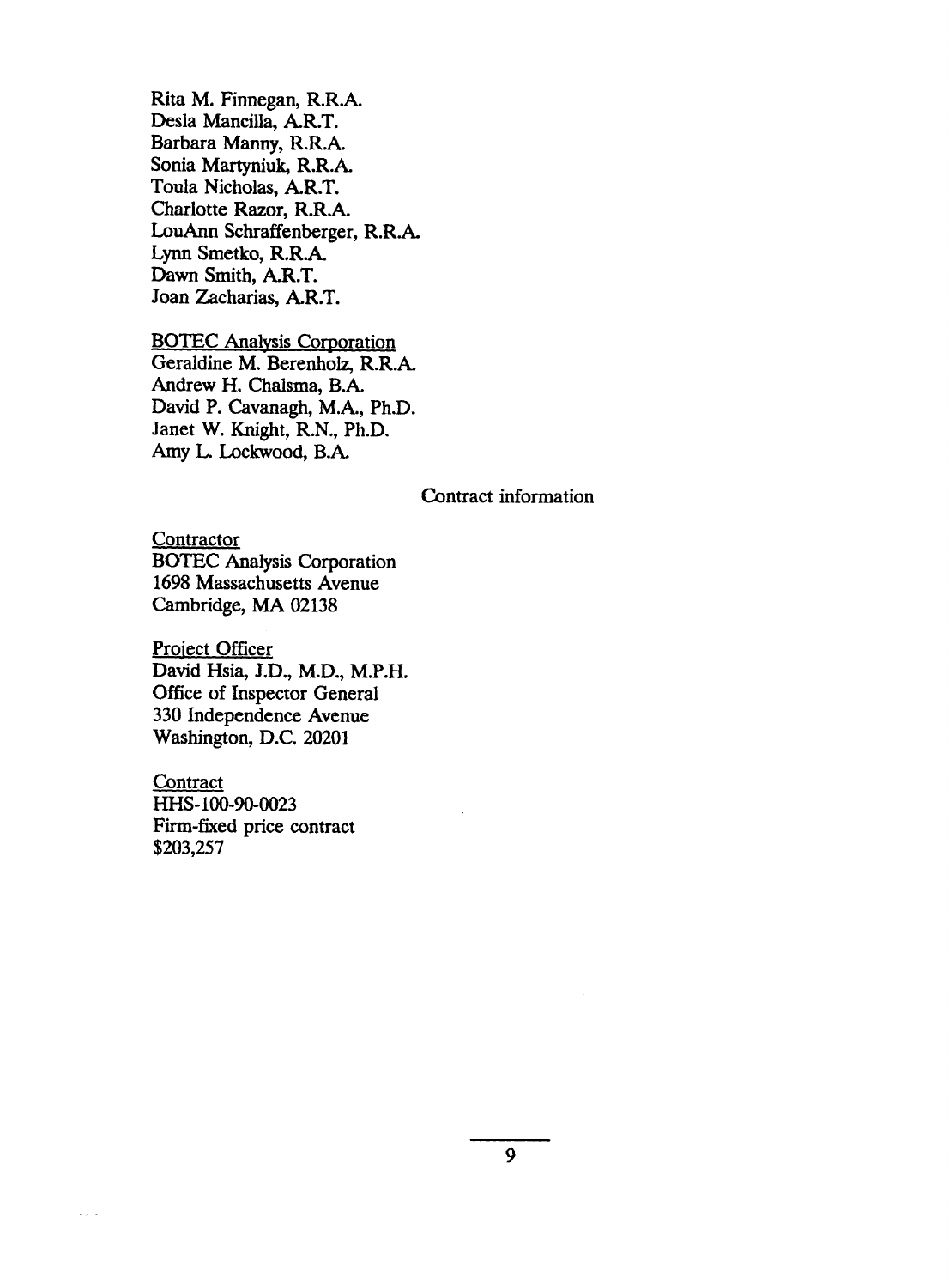Rita M. Finnegan, R.R.A.
Desla Mancilla, A.R.T.
Barbara Manny, R.R.A.
Sonia Martyniuk, R.R.A.
Toula Nicholas, A.R.T.
Charlotte Razor, R.R.A.
LouAnn Schraffenberger, R.R.A.
Lynn Smetko, R.R.A.
Dawn Smith, A.R.T.
Joan Zacharias, A.R.T.

BOTEC Analysis Corporation
Geraldine M. Berenholz, R.R.A.
Andrew H. Chalsma, B.A.
David P. Cavanagh, M.A., Ph.D.
Janet W. Knight, R.N., Ph.D.
Amy L. Lockwood, B.A.

## Contract information

Contractor
BOTEC Analysis Corporation
1698 Massachusetts Avenue
Cambridge, MA 02138

Project Officer
David Hsia, J.D., M.D., M.P.H.
Office of Inspector General
330 Independence Avenue
Washington, D.C. 20201

Contract
HHS-100-90-0023
Firm-fixed price contract
$203,257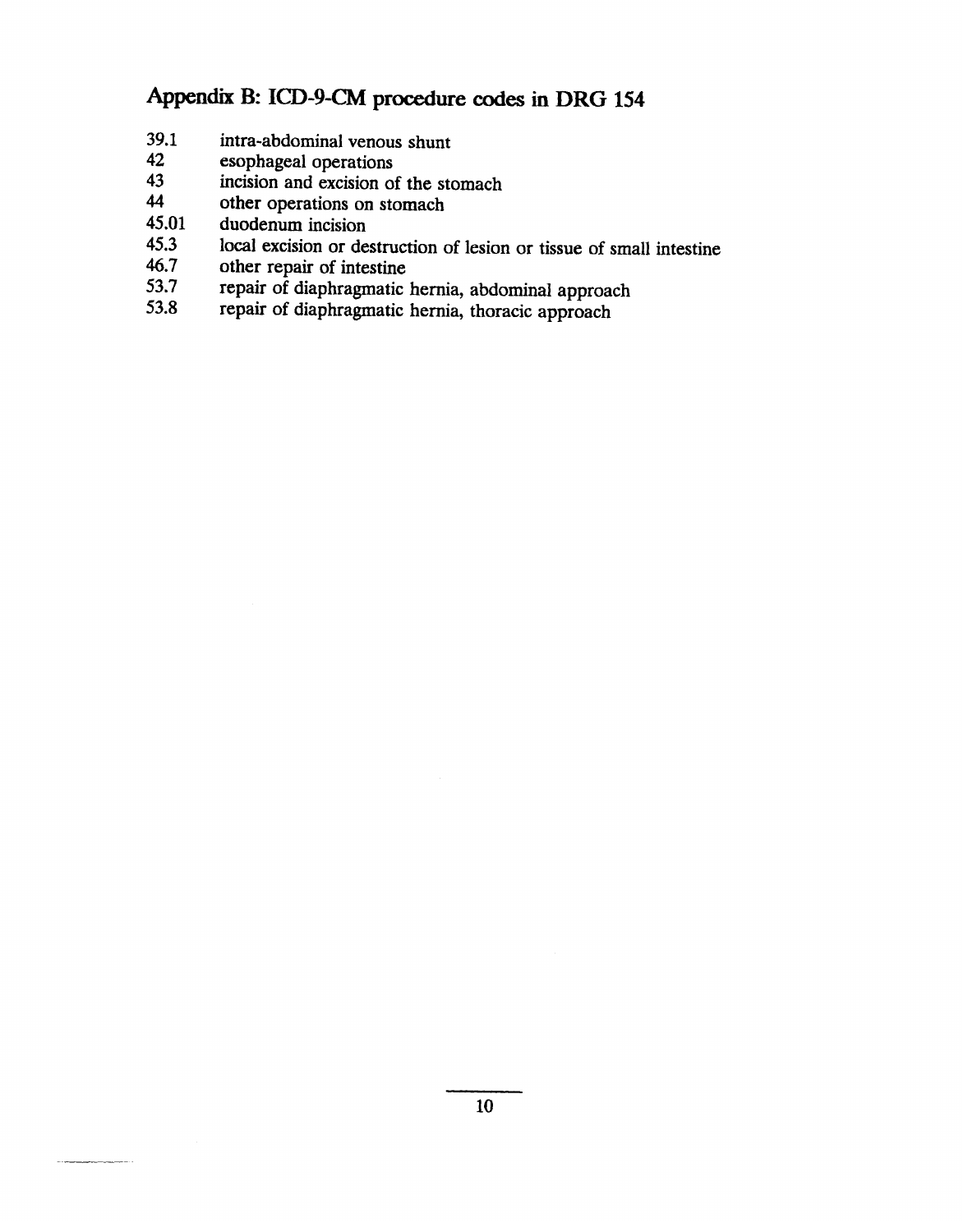## Appendix B: ICD-9-CM procedure codes in DRG 154

| | |
|---|---|
| 39.1 | intra-abdominal venous shunt |
| 42 | esophageal operations |
| 43 | incision and excision of the stomach |
| 44 | other operations on stomach |
| 45.01 | duodenum incision |
| 45.3 | local excision or destruction of lesion or tissue of small intestine |
| 46.7 | other repair of intestine |
| 53.7 | repair of diaphragmatic hernia, abdominal approach |
| 53.8 | repair of diaphragmatic hernia, thoracic approach |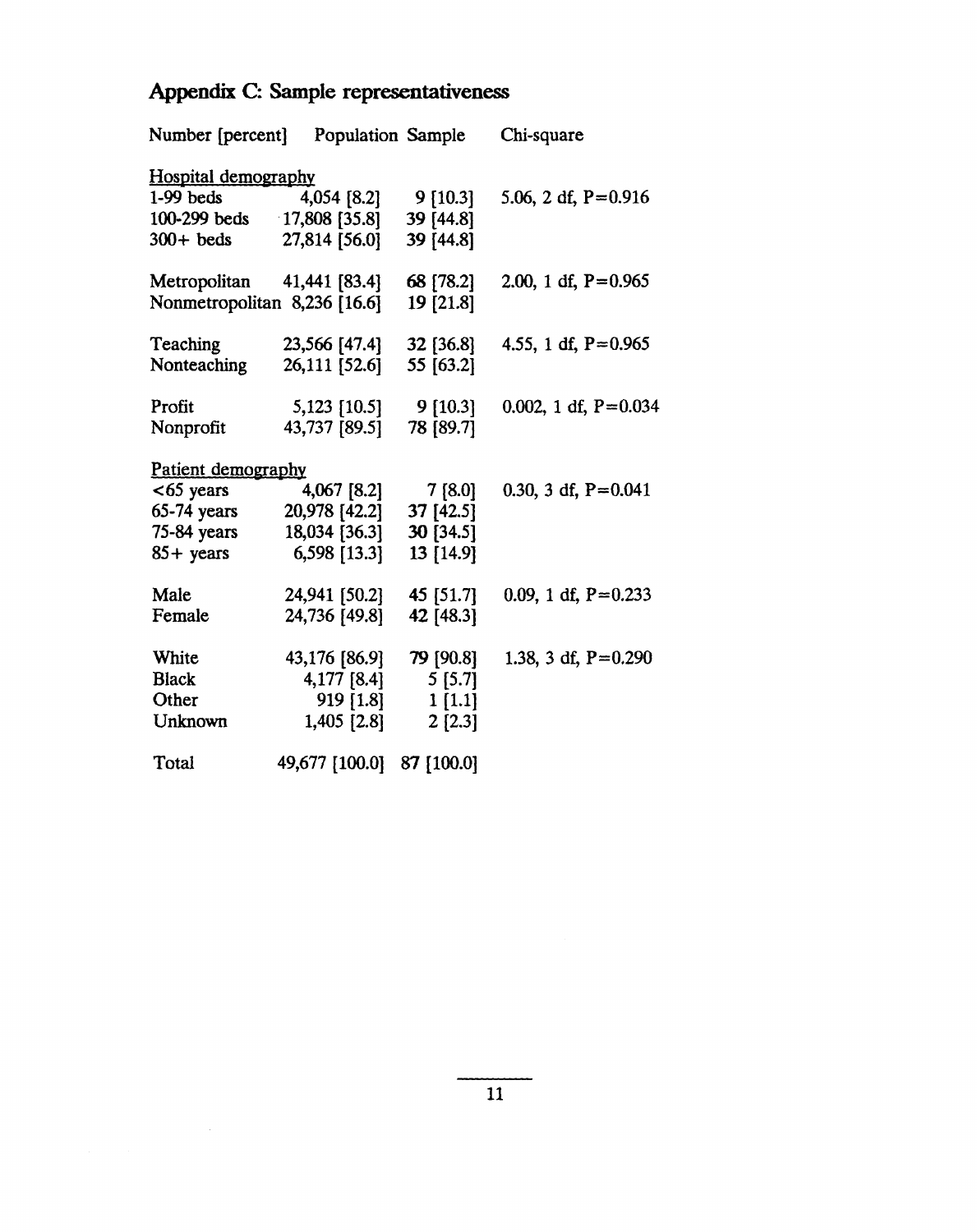## Appendix C: Sample representativeness

| Number [percent] | Population | Sample | Chi-square |
|---|---|---|---|
| Hospital demography | | | |
| 1-99 beds | 4,054 [8.2] | 9 [10.3] | 5.06, 2 df, P=0.916 |
| 100-299 beds | 17,808 [35.8] | 39 [44.8] | |
| 300+ beds | 27,814 [56.0] | 39 [44.8] | |
| | | | |
| Metropolitan | 41,441 [83.4] | 68 [78.2] | 2.00, 1 df, P=0.965 |
| Nonmetropolitan | 8,236 [16.6] | 19 [21.8] | |
| | | | |
| Teaching | 23,566 [47.4] | 32 [36.8] | 4.55, 1 df, P=0.965 |
| Nonteaching | 26,111 [52.6] | 55 [63.2] | |
| | | | |
| Profit | 5,123 [10.5] | 9 [10.3] | 0.002, 1 df, P=0.034 |
| Nonprofit | 43,737 [89.5] | 78 [89.7] | |
| Patient demography | | | |
| <65 years | 4,067 [8.2] | 7 [8.0] | 0.30, 3 df, P=0.041 |
| 65-74 years | 20,978 [42.2] | 37 [42.5] | |
| 75-84 years | 18,034 [36.3] | 30 [34.5] | |
| 85+ years | 6,598 [13.3] | 13 [14.9] | |
| | | | |
| Male | 24,941 [50.2] | 45 [51.7] | 0.09, 1 df, P=0.233 |
| Female | 24,736 [49.8] | 42 [48.3] | |
| | | | |
| White | 43,176 [86.9] | 79 [90.8] | 1.38, 3 df, P=0.290 |
| Black | 4,177 [8.4] | 5 [5.7] | |
| Other | 919 [1.8] | 1 [1.1] | |
| Unknown | 1,405 [2.8] | 2 [2.3] | |
| | | | |
| Total | 49,677 [100.0] | 87 [100.0] | |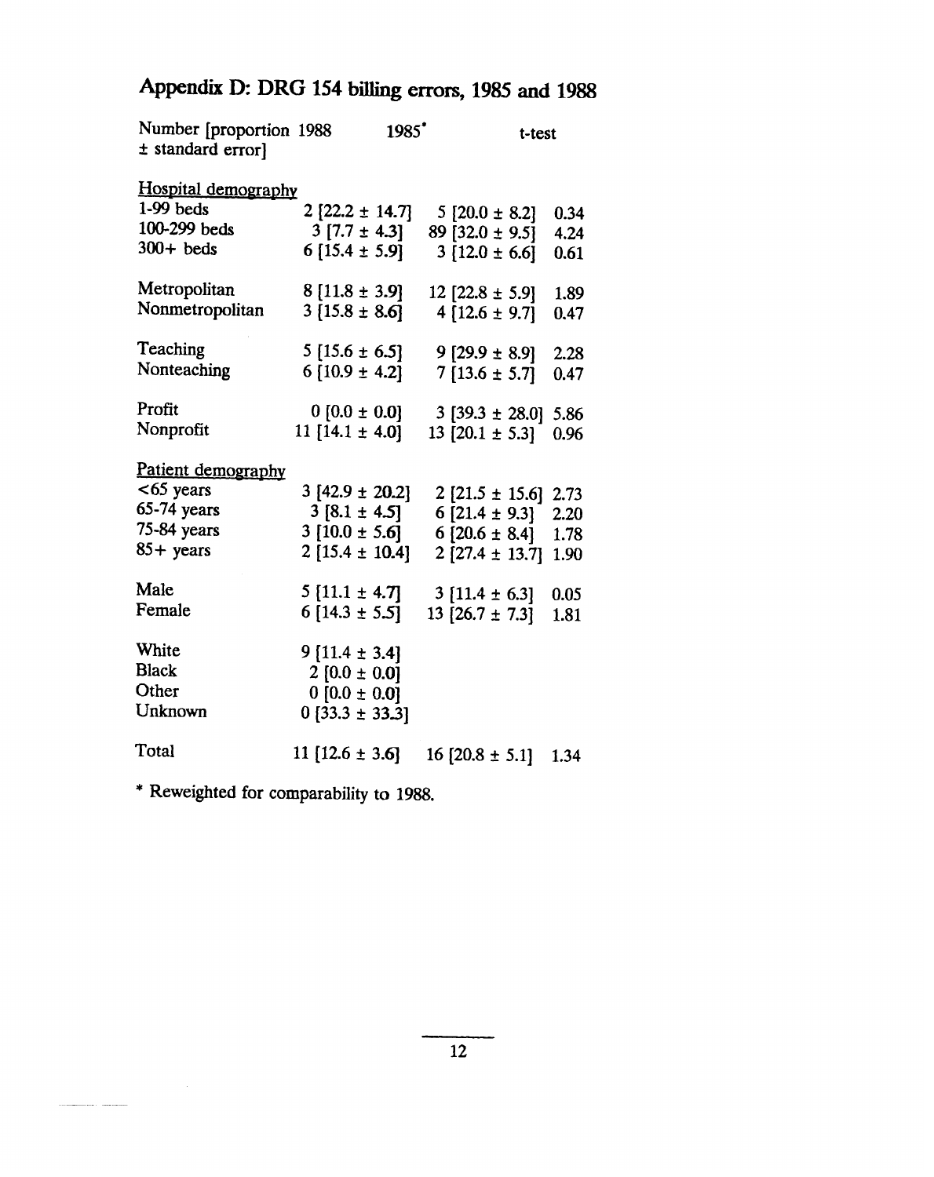# Appendix D: DRG 154 billing errors, 1985 and 1988

| Number [proportion ± standard error] | 1988 | 1985* | t-test |
|---|---|---|---|
| Hospital demography | | | |
| 1-99 beds | 2 [22.2 ± 14.7] | 5 [20.0 ± 8.2] | 0.34 |
| 100-299 beds | 3 [7.7 ± 4.3] | 89 [32.0 ± 9.5] | 4.24 |
| 300+ beds | 6 [15.4 ± 5.9] | 3 [12.0 ± 6.6] | 0.61 |
| Metropolitan | 8 [11.8 ± 3.9] | 12 [22.8 ± 5.9] | 1.89 |
| Nonmetropolitan | 3 [15.8 ± 8.6] | 4 [12.6 ± 9.7] | 0.47 |
| Teaching | 5 [15.6 ± 6.5] | 9 [29.9 ± 8.9] | 2.28 |
| Nonteaching | 6 [10.9 ± 4.2] | 7 [13.6 ± 5.7] | 0.47 |
| Profit | 0 [0.0 ± 0.0] | 3 [39.3 ± 28.0] | 5.86 |
| Nonprofit | 11 [14.1 ± 4.0] | 13 [20.1 ± 5.3] | 0.96 |
| Patient demography | | | |
| <65 years | 3 [42.9 ± 20.2] | 2 [21.5 ± 15.6] | 2.73 |
| 65-74 years | 3 [8.1 ± 4.5] | 6 [21.4 ± 9.3] | 2.20 |
| 75-84 years | 3 [10.0 ± 5.6] | 6 [20.6 ± 8.4] | 1.78 |
| 85+ years | 2 [15.4 ± 10.4] | 2 [27.4 ± 13.7] | 1.90 |
| Male | 5 [11.1 ± 4.7] | 3 [11.4 ± 6.3] | 0.05 |
| Female | 6 [14.3 ± 5.5] | 13 [26.7 ± 7.3] | 1.81 |
| White | 9 [11.4 ± 3.4] | | |
| Black | 2 [0.0 ± 0.0] | | |
| Other | 0 [0.0 ± 0.0] | | |
| Unknown | 0 [33.3 ± 33.3] | | |
| Total | 11 [12.6 ± 3.6] | 16 [20.8 ± 5.1] | 1.34 |

* Reweighted for comparability to 1988.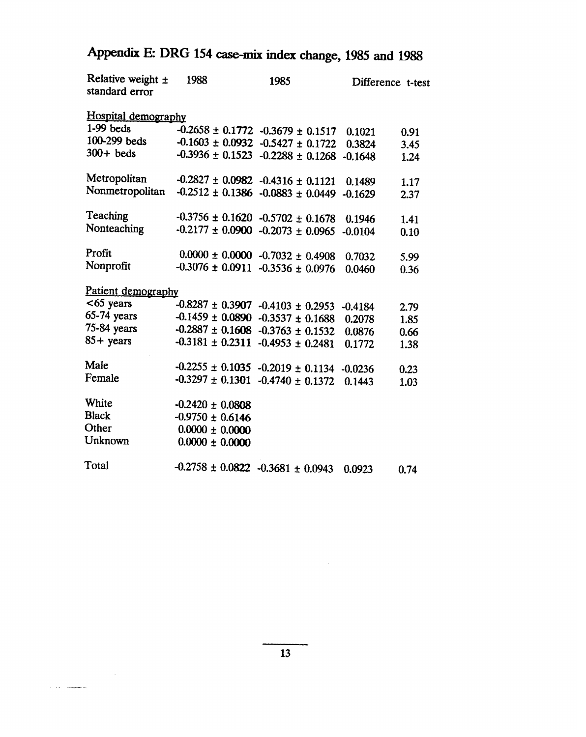# Appendix E: DRG 154 case-mix index change, 1985 and 1988

| Relative weight ± standard error | 1988 | 1985 | Difference | t-test |
|---|---|---|---|---|
| **Hospital demography** | | | | |
| 1-99 beds | -0.2658 ± 0.1772 | -0.3679 ± 0.1517 | 0.1021 | 0.91 |
| 100-299 beds | -0.1603 ± 0.0932 | -0.5427 ± 0.1722 | 0.3824 | 3.45 |
| 300+ beds | -0.3936 ± 0.1523 | -0.2288 ± 0.1268 | -0.1648 | 1.24 |
| Metropolitan | -0.2827 ± 0.0982 | -0.4316 ± 0.1121 | 0.1489 | 1.17 |
| Nonmetropolitan | -0.2512 ± 0.1386 | -0.0883 ± 0.0449 | -0.1629 | 2.37 |
| Teaching | -0.3756 ± 0.1620 | -0.5702 ± 0.1678 | 0.1946 | 1.41 |
| Nonteaching | -0.2177 ± 0.0900 | -0.2073 ± 0.0965 | -0.0104 | 0.10 |
| Profit | 0.0000 ± 0.0000 | -0.7032 ± 0.4908 | 0.7032 | 5.99 |
| Nonprofit | -0.3076 ± 0.0911 | -0.3536 ± 0.0976 | 0.0460 | 0.36 |
| **Patient demography** | | | | |
| <65 years | -0.8287 ± 0.3907 | -0.4103 ± 0.2953 | -0.4184 | 2.79 |
| 65-74 years | -0.1459 ± 0.0890 | -0.3537 ± 0.1688 | 0.2078 | 1.85 |
| 75-84 years | -0.2887 ± 0.1608 | -0.3763 ± 0.1532 | 0.0876 | 0.66 |
| 85+ years | -0.3181 ± 0.2311 | -0.4953 ± 0.2481 | 0.1772 | 1.38 |
| Male | -0.2255 ± 0.1035 | -0.2019 ± 0.1134 | -0.0236 | 0.23 |
| Female | -0.3297 ± 0.1301 | -0.4740 ± 0.1372 | 0.1443 | 1.03 |
| White | -0.2420 ± 0.0808 | | | |
| Black | -0.9750 ± 0.6146 | | | |
| Other | 0.0000 ± 0.0000 | | | |
| Unknown | 0.0000 ± 0.0000 | | | |
| Total | -0.2758 ± 0.0822 | -0.3681 ± 0.0943 | 0.0923 | 0.74 |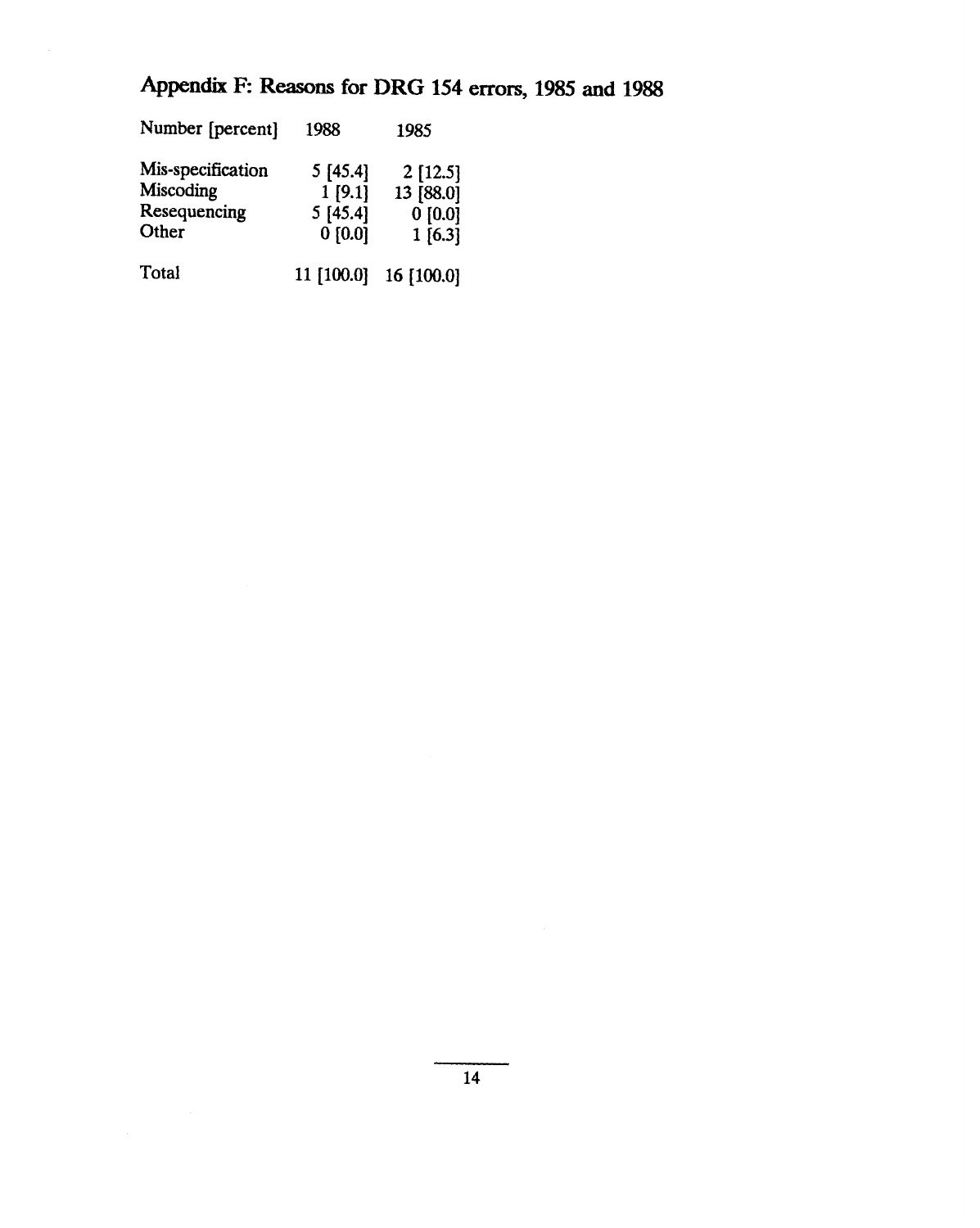# Appendix F: Reasons for DRG 154 errors, 1985 and 1988

| Number [percent] | 1988 | 1985 |
|---|---|---|
| Mis-specification | 5 [45.4] | 2 [12.5] |
| Miscoding | 1 [9.1] | 13 [88.0] |
| Resequencing | 5 [45.4] | 0 [0.0] |
| Other | 0 [0.0] | 1 [6.3] |
| Total | 11 [100.0] | 16 [100.0] |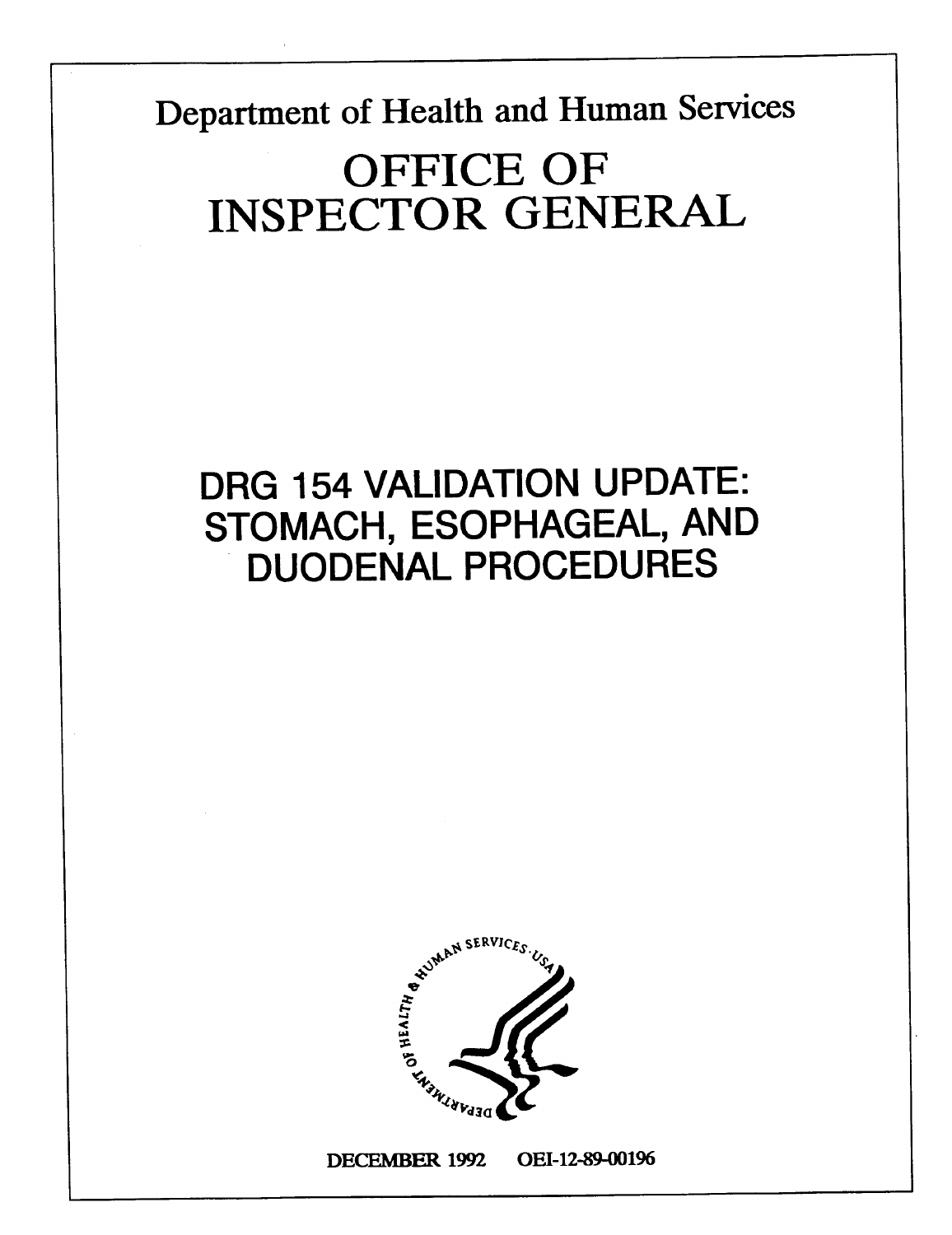Department of Health and Human Services

# OFFICE OF INSPECTOR GENERAL

# DRG 154 VALIDATION UPDATE: STOMACH, ESOPHAGEAL, AND DUODENAL PROCEDURES

DECEMBER 1992 OEI-12-89-00196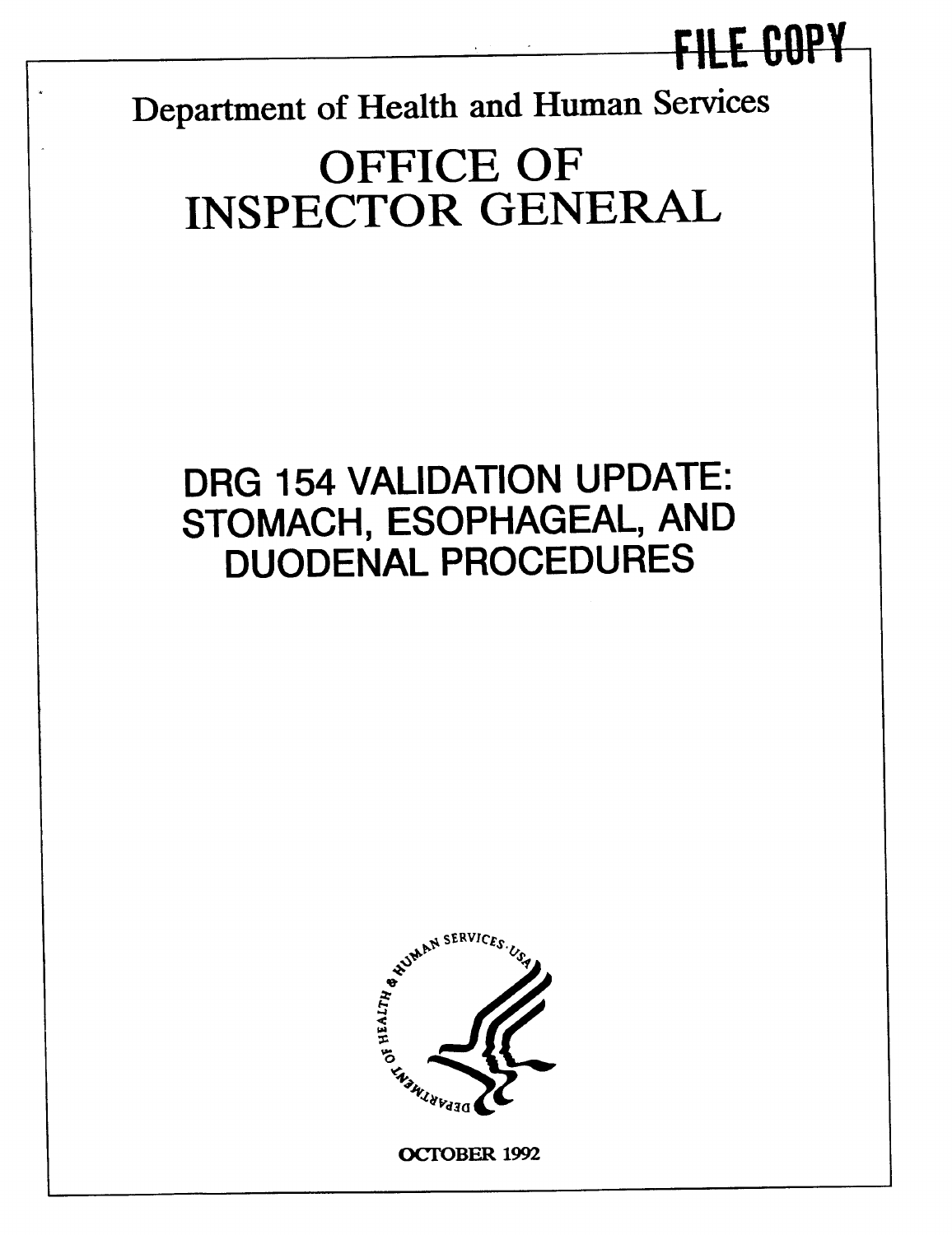FILE COPY

Department of Health and Human Services

# OFFICE OF INSPECTOR GENERAL

# DRG 154 VALIDATION UPDATE: STOMACH, ESOPHAGEAL, AND DUODENAL PROCEDURES

OCTOBER 1992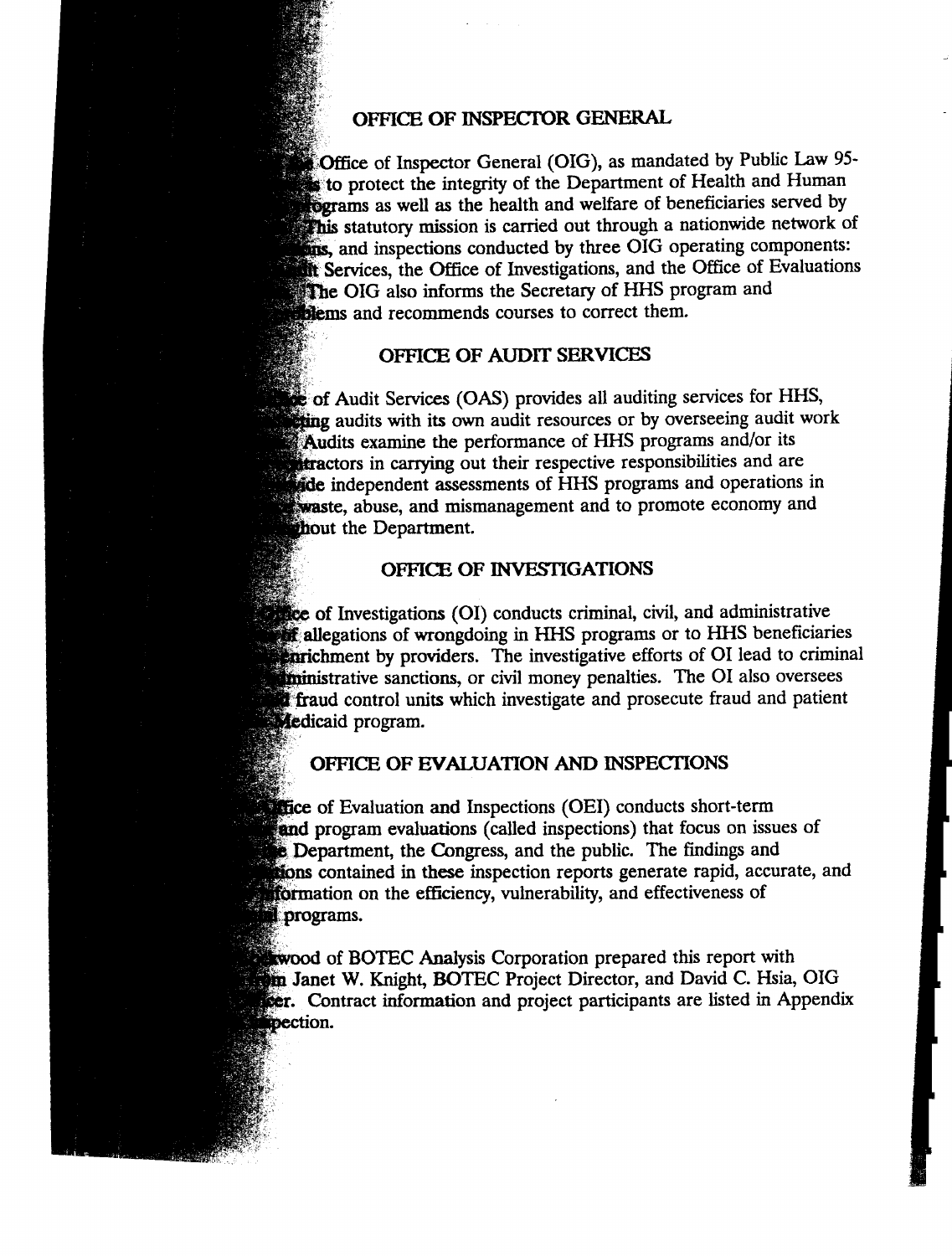# OFFICE OF INSPECTOR GENERAL

Office of Inspector General (OIG), as mandated by Public Law 95- is to protect the integrity of the Department of Health and Human ograms as well as the health and welfare of beneficiaries served by This statutory mission is carried out through a nationwide network of ns, and inspections conducted by three OIG operating components: it Services, the Office of Investigations, and the Office of Evaluations The OIG also informs the Secretary of HHS program and lems and recommends courses to correct them.

## OFFICE OF AUDIT SERVICES

e of Audit Services (OAS) provides all auditing services for HHS, ting audits with its own audit resources or by overseeing audit work Audits examine the performance of HHS programs and/or its tractors in carrying out their respective responsibilities and are ide independent assessments of HHS programs and operations in waste, abuse, and mismanagement and to promote economy and hout the Department.

## OFFICE OF INVESTIGATIONS

ce of Investigations (OI) conducts criminal, civil, and administrative f allegations of wrongdoing in HHS programs or to HHS beneficiaries nrichment by providers. The investigative efforts of OI lead to criminal ministrative sanctions, or civil money penalties. The OI also oversees fraud control units which investigate and prosecute fraud and patient Medicaid program.

## OFFICE OF EVALUATION AND INSPECTIONS

fice of Evaluation and Inspections (OEI) conducts short-term and program evaluations (called inspections) that focus on issues of e Department, the Congress, and the public. The findings and tions contained in these inspection reports generate rapid, accurate, and formation on the efficiency, vulnerability, and effectiveness of l programs.

wood of BOTEC Analysis Corporation prepared this report with m Janet W. Knight, BOTEC Project Director, and David C. Hsia, OIG er. Contract information and project participants are listed in Appendix pection.